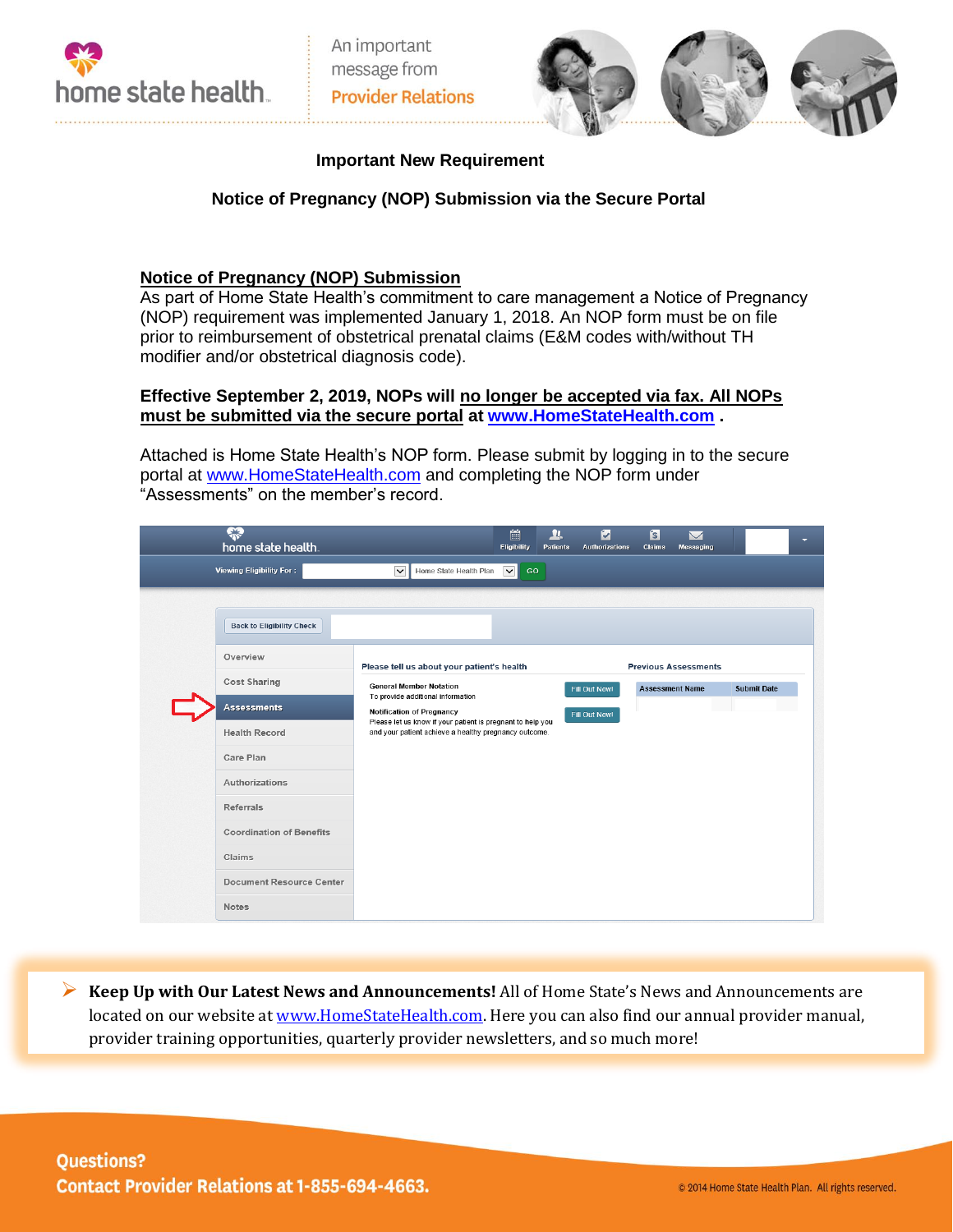An important message from Provider Relations

**Important New Requirement**

**Notice of Pregnancy (NOP) Submission via the Secure Portal**

**Notice of Pregnancy (NOP) Submission**

As part of Home State Health's commitment to care management a Notice of Pregnancy (NOP) requirement was implemented January 1, 2018. An NOP form must be on file prior to reimbursement of obstetrical prenatal claims (E&M codes with/without TH modifier and/or obstetrical diagnosis code).

**Effective September 2, 2019, NOPs will no longer be accepted via fax. All NOPs must be submitted via the secure portal at [www.HomeStateHealth.com](http://www.HomeStateHealth.com) .**

Attached is Home State Health's NOP form. Please submit by logging in to the secure portal at [www.HomeStateHealth.com](http://www.HomeStateHealth.com) and completing the NOP form under "Assessments" on the member's record.

- **Keep Up with Our Latest News and Announcements!** All of Home State's News and Announcements are located on our website at [www.HomeStateHealth.com](http://www.HomeStateHealth.com). Here you can also find our annual provider manual, provider training opportunities, quarterly provider newsletters, and so much more!

**Questions?**
**Contact Provider Relations at 1-855-694-4663.**

© 2014 Home State Health Plan. All rights reserved.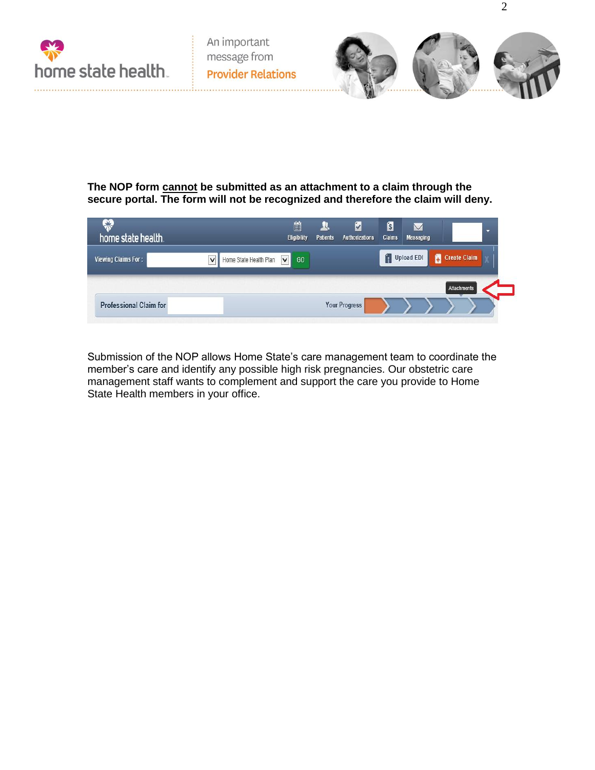**The NOP form <u>cannot</u> be submitted as an attachment to a claim through the secure portal. The form will not be recognized and therefore the claim will deny.**

Submission of the NOP allows Home State's care management team to coordinate the member's care and identify any possible high risk pregnancies. Our obstetric care management staff wants to complement and support the care you provide to Home State Health members in your office.